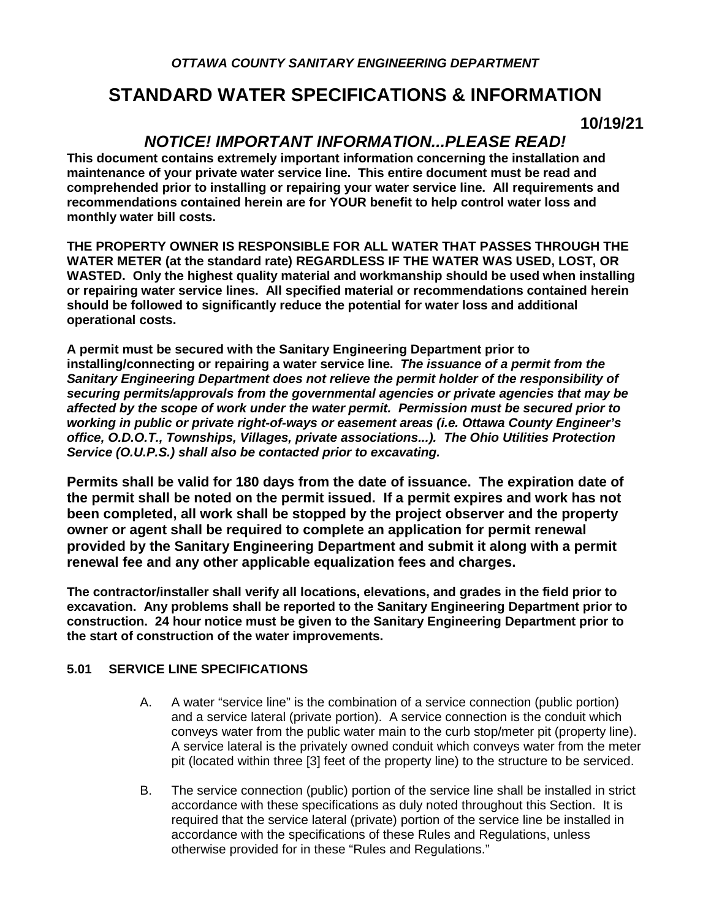***OTTAWA COUNTY SANITARY ENGINEERING DEPARTMENT***

# STANDARD WATER SPECIFICATIONS & INFORMATION

**10/19/21**

## *NOTICE! IMPORTANT INFORMATION...PLEASE READ!*

**This document contains extremely important information concerning the installation and maintenance of your private water service line. This entire document must be read and comprehended prior to installing or repairing your water service line. All requirements and recommendations contained herein are for YOUR benefit to help control water loss and monthly water bill costs.**

**THE PROPERTY OWNER IS RESPONSIBLE FOR ALL WATER THAT PASSES THROUGH THE WATER METER (at the standard rate) REGARDLESS IF THE WATER WAS USED, LOST, OR WASTED. Only the highest quality material and workmanship should be used when installing or repairing water service lines. All specified material or recommendations contained herein should be followed to significantly reduce the potential for water loss and additional operational costs.**

**A permit must be secured with the Sanitary Engineering Department prior to installing/connecting or repairing a water service line.** ***The issuance of a permit from the Sanitary Engineering Department does not relieve the permit holder of the responsibility of securing permits/approvals from the governmental agencies or private agencies that may be affected by the scope of work under the water permit. Permission must be secured prior to working in public or private right-of-ways or easement areas (i.e. Ottawa County Engineer's office, O.D.O.T., Townships, Villages, private associations...). The Ohio Utilities Protection Service (O.U.P.S.) shall also be contacted prior to excavating.***

**Permits shall be valid for 180 days from the date of issuance. The expiration date of the permit shall be noted on the permit issued. If a permit expires and work has not been completed, all work shall be stopped by the project observer and the property owner or agent shall be required to complete an application for permit renewal provided by the Sanitary Engineering Department and submit it along with a permit renewal fee and any other applicable equalization fees and charges.**

**The contractor/installer shall verify all locations, elevations, and grades in the field prior to excavation. Any problems shall be reported to the Sanitary Engineering Department prior to construction. 24 hour notice must be given to the Sanitary Engineering Department prior to the start of construction of the water improvements.**

### 5.01 SERVICE LINE SPECIFICATIONS

A. A water "service line" is the combination of a service connection (public portion) and a service lateral (private portion). A service connection is the conduit which conveys water from the public water main to the curb stop/meter pit (property line). A service lateral is the privately owned conduit which conveys water from the meter pit (located within three [3] feet of the property line) to the structure to be serviced.

B. The service connection (public) portion of the service line shall be installed in strict accordance with these specifications as duly noted throughout this Section. It is required that the service lateral (private) portion of the service line be installed in accordance with the specifications of these Rules and Regulations, unless otherwise provided for in these "Rules and Regulations."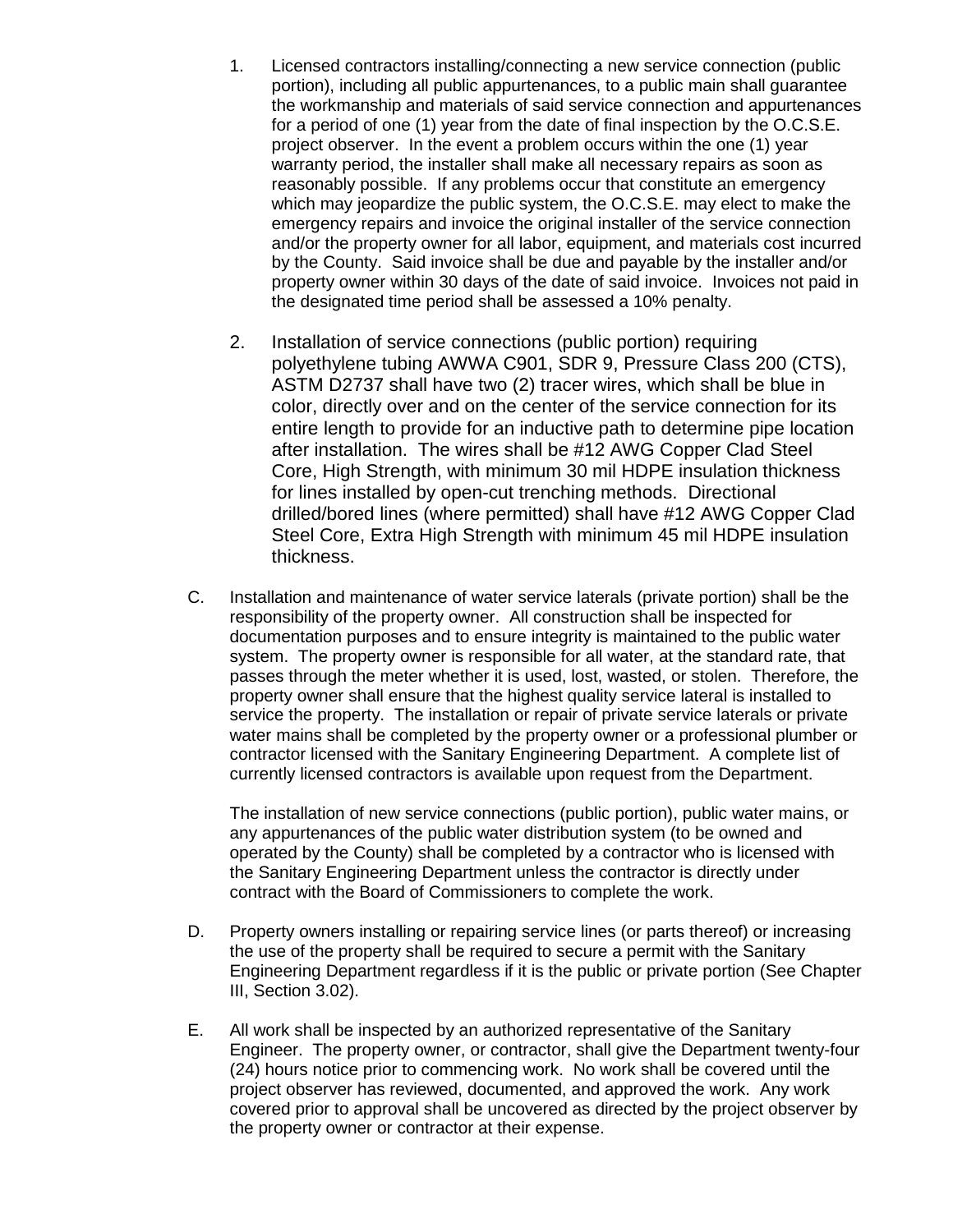1. Licensed contractors installing/connecting a new service connection (public portion), including all public appurtenances, to a public main shall guarantee the workmanship and materials of said service connection and appurtenances for a period of one (1) year from the date of final inspection by the O.C.S.E. project observer. In the event a problem occurs within the one (1) year warranty period, the installer shall make all necessary repairs as soon as reasonably possible. If any problems occur that constitute an emergency which may jeopardize the public system, the O.C.S.E. may elect to make the emergency repairs and invoice the original installer of the service connection and/or the property owner for all labor, equipment, and materials cost incurred by the County. Said invoice shall be due and payable by the installer and/or property owner within 30 days of the date of said invoice. Invoices not paid in the designated time period shall be assessed a 10% penalty.

2. Installation of service connections (public portion) requiring polyethylene tubing AWWA C901, SDR 9, Pressure Class 200 (CTS), ASTM D2737 shall have two (2) tracer wires, which shall be blue in color, directly over and on the center of the service connection for its entire length to provide for an inductive path to determine pipe location after installation. The wires shall be #12 AWG Copper Clad Steel Core, High Strength, with minimum 30 mil HDPE insulation thickness for lines installed by open-cut trenching methods. Directional drilled/bored lines (where permitted) shall have #12 AWG Copper Clad Steel Core, Extra High Strength with minimum 45 mil HDPE insulation thickness.

C. Installation and maintenance of water service laterals (private portion) shall be the responsibility of the property owner. All construction shall be inspected for documentation purposes and to ensure integrity is maintained to the public water system. The property owner is responsible for all water, at the standard rate, that passes through the meter whether it is used, lost, wasted, or stolen. Therefore, the property owner shall ensure that the highest quality service lateral is installed to service the property. The installation or repair of private service laterals or private water mains shall be completed by the property owner or a professional plumber or contractor licensed with the Sanitary Engineering Department. A complete list of currently licensed contractors is available upon request from the Department.

   The installation of new service connections (public portion), public water mains, or any appurtenances of the public water distribution system (to be owned and operated by the County) shall be completed by a contractor who is licensed with the Sanitary Engineering Department unless the contractor is directly under contract with the Board of Commissioners to complete the work.

D. Property owners installing or repairing service lines (or parts thereof) or increasing the use of the property shall be required to secure a permit with the Sanitary Engineering Department regardless if it is the public or private portion (See Chapter III, Section 3.02).

E. All work shall be inspected by an authorized representative of the Sanitary Engineer. The property owner, or contractor, shall give the Department twenty-four (24) hours notice prior to commencing work. No work shall be covered until the project observer has reviewed, documented, and approved the work. Any work covered prior to approval shall be uncovered as directed by the project observer by the property owner or contractor at their expense.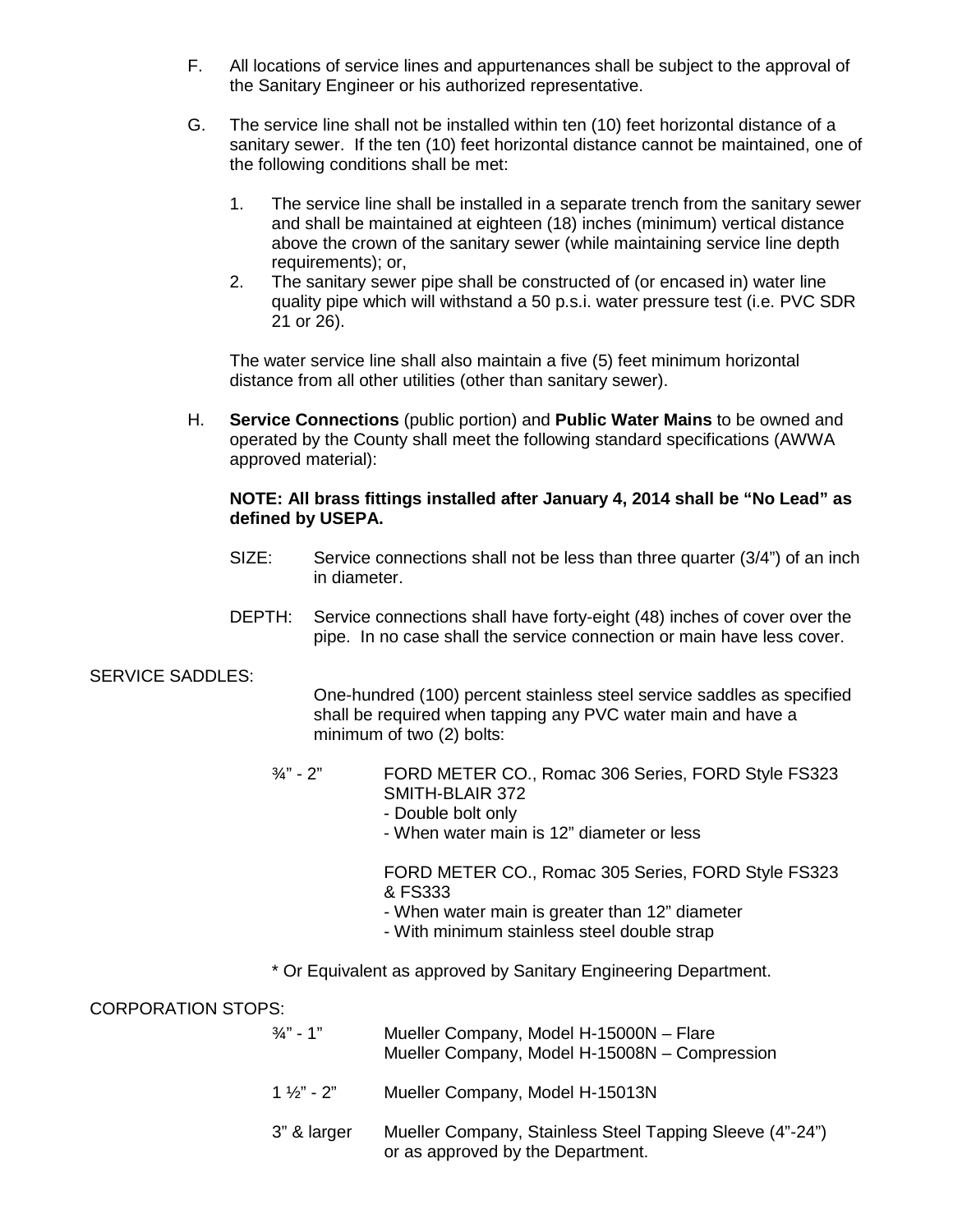F. All locations of service lines and appurtenances shall be subject to the approval of the Sanitary Engineer or his authorized representative.

G. The service line shall not be installed within ten (10) feet horizontal distance of a sanitary sewer. If the ten (10) feet horizontal distance cannot be maintained, one of the following conditions shall be met:

1. The service line shall be installed in a separate trench from the sanitary sewer and shall be maintained at eighteen (18) inches (minimum) vertical distance above the crown of the sanitary sewer (while maintaining service line depth requirements); or,
2. The sanitary sewer pipe shall be constructed of (or encased in) water line quality pipe which will withstand a 50 p.s.i. water pressure test (i.e. PVC SDR 21 or 26).

The water service line shall also maintain a five (5) feet minimum horizontal distance from all other utilities (other than sanitary sewer).

H. **Service Connections** (public portion) and **Public Water Mains** to be owned and operated by the County shall meet the following standard specifications (AWWA approved material):

**NOTE: All brass fittings installed after January 4, 2014 shall be "No Lead" as defined by USEPA.**

SIZE: Service connections shall not be less than three quarter (3/4") of an inch in diameter.

DEPTH: Service connections shall have forty-eight (48) inches of cover over the pipe. In no case shall the service connection or main have less cover.

SERVICE SADDLES:

One-hundred (100) percent stainless steel service saddles as specified shall be required when tapping any PVC water main and have a minimum of two (2) bolts:

¾" - 2" FORD METER CO., Romac 306 Series, FORD Style FS323
SMITH-BLAIR 372
- Double bolt only
- When water main is 12" diameter or less

FORD METER CO., Romac 305 Series, FORD Style FS323 & FS333
- When water main is greater than 12" diameter
- With minimum stainless steel double strap

\* Or Equivalent as approved by Sanitary Engineering Department.

CORPORATION STOPS:

¾" - 1" Mueller Company, Model H-15000N – Flare
Mueller Company, Model H-15008N – Compression

1 ½" - 2" Mueller Company, Model H-15013N

3" & larger Mueller Company, Stainless Steel Tapping Sleeve (4"-24") or as approved by the Department.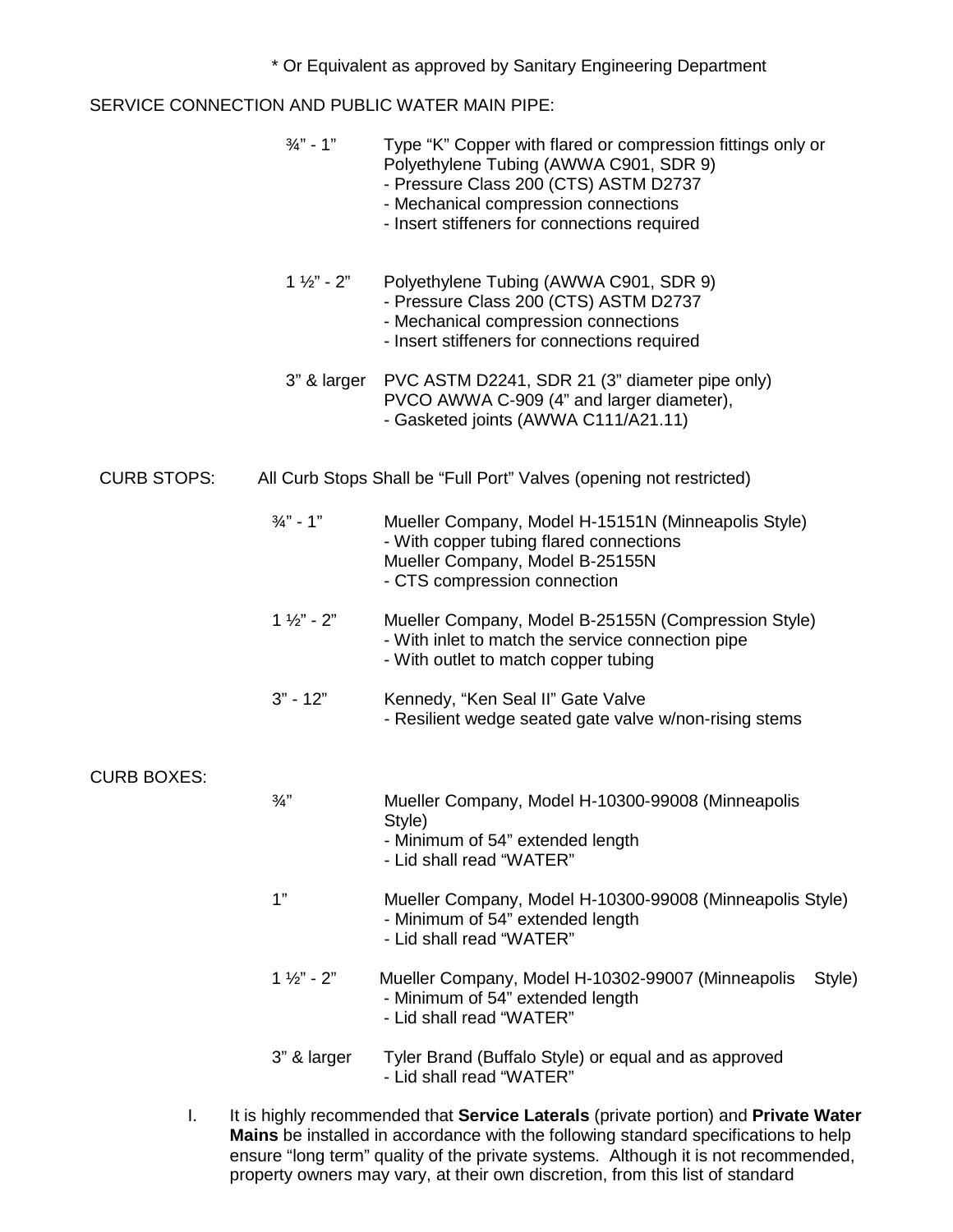\* Or Equivalent as approved by Sanitary Engineering Department

SERVICE CONNECTION AND PUBLIC WATER MAIN PIPE:

| Size | Specification |
|---|---|
| ¾" - 1" | Type "K" Copper with flared or compression fittings only or Polyethylene Tubing (AWWA C901, SDR 9)<br>- Pressure Class 200 (CTS) ASTM D2737<br>- Mechanical compression connections<br>- Insert stiffeners for connections required |
| 1 ½" - 2" | Polyethylene Tubing (AWWA C901, SDR 9)<br>- Pressure Class 200 (CTS) ASTM D2737<br>- Mechanical compression connections<br>- Insert stiffeners for connections required |
| 3" & larger | PVC ASTM D2241, SDR 21 (3" diameter pipe only)<br>PVCO AWWA C-909 (4" and larger diameter),<br>- Gasketed joints (AWWA C111/A21.11) |

CURB STOPS: All Curb Stops Shall be "Full Port" Valves (opening not restricted)

| Size | Specification |
|---|---|
| ¾" - 1" | Mueller Company, Model H-15151N (Minneapolis Style)<br>- With copper tubing flared connections<br>Mueller Company, Model B-25155N<br>- CTS compression connection |
| 1 ½" - 2" | Mueller Company, Model B-25155N (Compression Style)<br>- With inlet to match the service connection pipe<br>- With outlet to match copper tubing |
| 3" - 12" | Kennedy, "Ken Seal II" Gate Valve<br>- Resilient wedge seated gate valve w/non-rising stems |

CURB BOXES:

| Size | Specification |
|---|---|
| ¾" | Mueller Company, Model H-10300-99008 (Minneapolis Style)<br>- Minimum of 54" extended length<br>- Lid shall read "WATER" |
| 1" | Mueller Company, Model H-10300-99008 (Minneapolis Style)<br>- Minimum of 54" extended length<br>- Lid shall read "WATER" |
| 1 ½" - 2" | Mueller Company, Model H-10302-99007 (Minneapolis Style)<br>- Minimum of 54" extended length<br>- Lid shall read "WATER" |
| 3" & larger | Tyler Brand (Buffalo Style) or equal and as approved<br>- Lid shall read "WATER" |

I. It is highly recommended that **Service Laterals** (private portion) and **Private Water Mains** be installed in accordance with the following standard specifications to help ensure "long term" quality of the private systems. Although it is not recommended, property owners may vary, at their own discretion, from this list of standard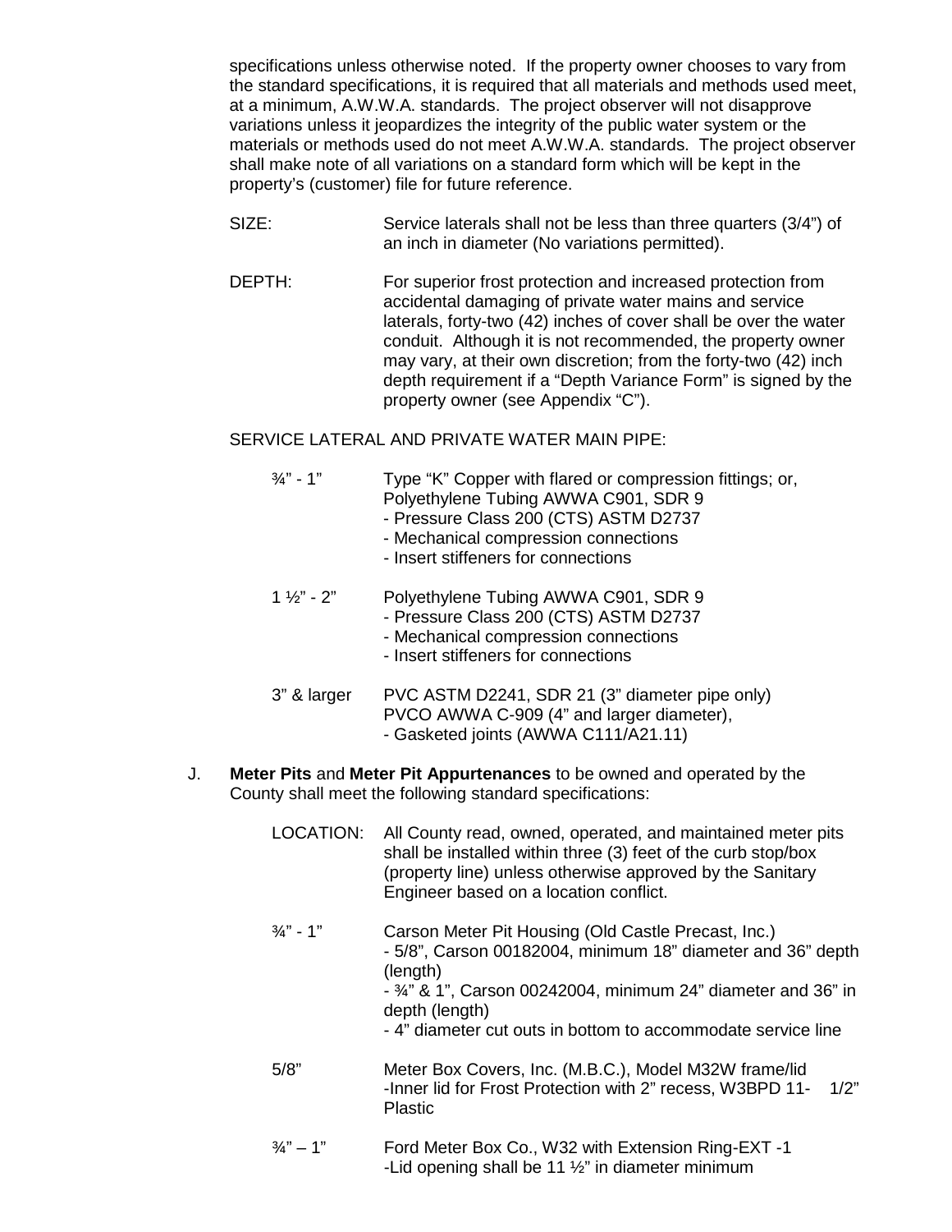specifications unless otherwise noted. If the property owner chooses to vary from the standard specifications, it is required that all materials and methods used meet, at a minimum, A.W.W.A. standards. The project observer will not disapprove variations unless it jeopardizes the integrity of the public water system or the materials or methods used do not meet A.W.W.A. standards. The project observer shall make note of all variations on a standard form which will be kept in the property's (customer) file for future reference.

SIZE: Service laterals shall not be less than three quarters (3/4") of an inch in diameter (No variations permitted).

DEPTH: For superior frost protection and increased protection from accidental damaging of private water mains and service laterals, forty-two (42) inches of cover shall be over the water conduit. Although it is not recommended, the property owner may vary, at their own discretion; from the forty-two (42) inch depth requirement if a "Depth Variance Form" is signed by the property owner (see Appendix "C").

SERVICE LATERAL AND PRIVATE WATER MAIN PIPE:

¾" - 1" Type "K" Copper with flared or compression fittings; or, Polyethylene Tubing AWWA C901, SDR 9
- Pressure Class 200 (CTS) ASTM D2737
- Mechanical compression connections
- Insert stiffeners for connections

1 ½" - 2" Polyethylene Tubing AWWA C901, SDR 9
- Pressure Class 200 (CTS) ASTM D2737
- Mechanical compression connections
- Insert stiffeners for connections

3" & larger PVC ASTM D2241, SDR 21 (3" diameter pipe only)
PVCO AWWA C-909 (4" and larger diameter),
- Gasketed joints (AWWA C111/A21.11)

J. **Meter Pits** and **Meter Pit Appurtenances** to be owned and operated by the County shall meet the following standard specifications:

LOCATION: All County read, owned, operated, and maintained meter pits shall be installed within three (3) feet of the curb stop/box (property line) unless otherwise approved by the Sanitary Engineer based on a location conflict.

¾" - 1" Carson Meter Pit Housing (Old Castle Precast, Inc.)
- 5/8", Carson 00182004, minimum 18" diameter and 36" depth (length)
- ¾" & 1", Carson 00242004, minimum 24" diameter and 36" in depth (length)
- 4" diameter cut outs in bottom to accommodate service line

5/8" Meter Box Covers, Inc. (M.B.C.), Model M32W frame/lid
-Inner lid for Frost Protection with 2" recess, W3BPD 11- 1/2" Plastic

¾" – 1" Ford Meter Box Co., W32 with Extension Ring-EXT -1
-Lid opening shall be 11 ½" in diameter minimum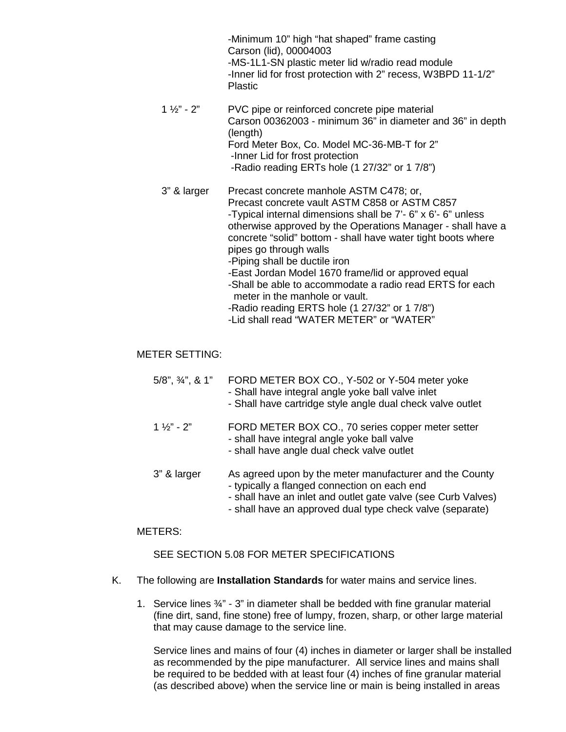-Minimum 10" high "hat shaped" frame casting
Carson (lid), 00004003
-MS-1L1-SN plastic meter lid w/radio read module
-Inner lid for frost protection with 2" recess, W3BPD 11-1/2" Plastic

1 ½" - 2" PVC pipe or reinforced concrete pipe material
Carson 00362003 - minimum 36" in diameter and 36" in depth (length)
Ford Meter Box, Co. Model MC-36-MB-T for 2"
-Inner Lid for frost protection
-Radio reading ERTs hole (1 27/32" or 1 7/8")

3" & larger Precast concrete manhole ASTM C478; or,
Precast concrete vault ASTM C858 or ASTM C857
-Typical internal dimensions shall be 7'- 6" x 6'- 6" unless otherwise approved by the Operations Manager - shall have a concrete "solid" bottom - shall have water tight boots where pipes go through walls
-Piping shall be ductile iron
-East Jordan Model 1670 frame/lid or approved equal
-Shall be able to accommodate a radio read ERTS for each meter in the manhole or vault.
-Radio reading ERTS hole (1 27/32" or 1 7/8")
-Lid shall read "WATER METER" or "WATER"

METER SETTING:

5/8", ¾", & 1" FORD METER BOX CO., Y-502 or Y-504 meter yoke
- Shall have integral angle yoke ball valve inlet
- Shall have cartridge style angle dual check valve outlet

1 ½" - 2" FORD METER BOX CO., 70 series copper meter setter
- shall have integral angle yoke ball valve
- shall have angle dual check valve outlet

3" & larger As agreed upon by the meter manufacturer and the County
- typically a flanged connection on each end
- shall have an inlet and outlet gate valve (see Curb Valves)
- shall have an approved dual type check valve (separate)

METERS:

SEE SECTION 5.08 FOR METER SPECIFICATIONS

K. The following are **Installation Standards** for water mains and service lines.

1. Service lines ¾" - 3" in diameter shall be bedded with fine granular material (fine dirt, sand, fine stone) free of lumpy, frozen, sharp, or other large material that may cause damage to the service line.

   Service lines and mains of four (4) inches in diameter or larger shall be installed as recommended by the pipe manufacturer. All service lines and mains shall be required to be bedded with at least four (4) inches of fine granular material (as described above) when the service line or main is being installed in areas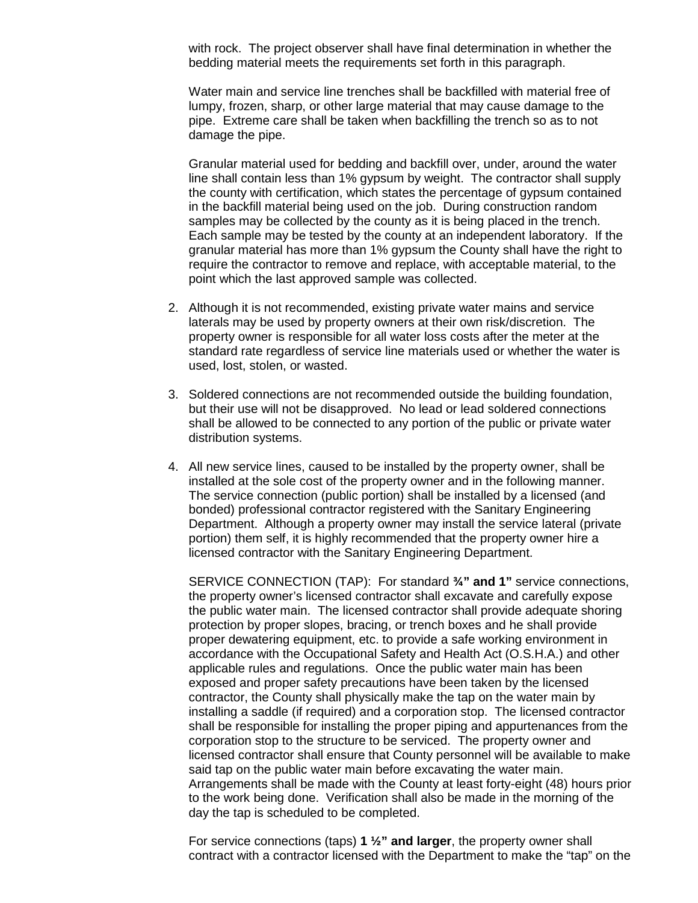with rock. The project observer shall have final determination in whether the bedding material meets the requirements set forth in this paragraph.

Water main and service line trenches shall be backfilled with material free of lumpy, frozen, sharp, or other large material that may cause damage to the pipe. Extreme care shall be taken when backfilling the trench so as to not damage the pipe.

Granular material used for bedding and backfill over, under, around the water line shall contain less than 1% gypsum by weight. The contractor shall supply the county with certification, which states the percentage of gypsum contained in the backfill material being used on the job. During construction random samples may be collected by the county as it is being placed in the trench. Each sample may be tested by the county at an independent laboratory. If the granular material has more than 1% gypsum the County shall have the right to require the contractor to remove and replace, with acceptable material, to the point which the last approved sample was collected.

2. Although it is not recommended, existing private water mains and service laterals may be used by property owners at their own risk/discretion. The property owner is responsible for all water loss costs after the meter at the standard rate regardless of service line materials used or whether the water is used, lost, stolen, or wasted.

3. Soldered connections are not recommended outside the building foundation, but their use will not be disapproved. No lead or lead soldered connections shall be allowed to be connected to any portion of the public or private water distribution systems.

4. All new service lines, caused to be installed by the property owner, shall be installed at the sole cost of the property owner and in the following manner. The service connection (public portion) shall be installed by a licensed (and bonded) professional contractor registered with the Sanitary Engineering Department. Although a property owner may install the service lateral (private portion) them self, it is highly recommended that the property owner hire a licensed contractor with the Sanitary Engineering Department.

   SERVICE CONNECTION (TAP): For standard **¾" and 1"** service connections, the property owner's licensed contractor shall excavate and carefully expose the public water main. The licensed contractor shall provide adequate shoring protection by proper slopes, bracing, or trench boxes and he shall provide proper dewatering equipment, etc. to provide a safe working environment in accordance with the Occupational Safety and Health Act (O.S.H.A.) and other applicable rules and regulations. Once the public water main has been exposed and proper safety precautions have been taken by the licensed contractor, the County shall physically make the tap on the water main by installing a saddle (if required) and a corporation stop. The licensed contractor shall be responsible for installing the proper piping and appurtenances from the corporation stop to the structure to be serviced. The property owner and licensed contractor shall ensure that County personnel will be available to make said tap on the public water main before excavating the water main. Arrangements shall be made with the County at least forty-eight (48) hours prior to the work being done. Verification shall also be made in the morning of the day the tap is scheduled to be completed.

   For service connections (taps) **1 ½" and larger**, the property owner shall contract with a contractor licensed with the Department to make the "tap" on the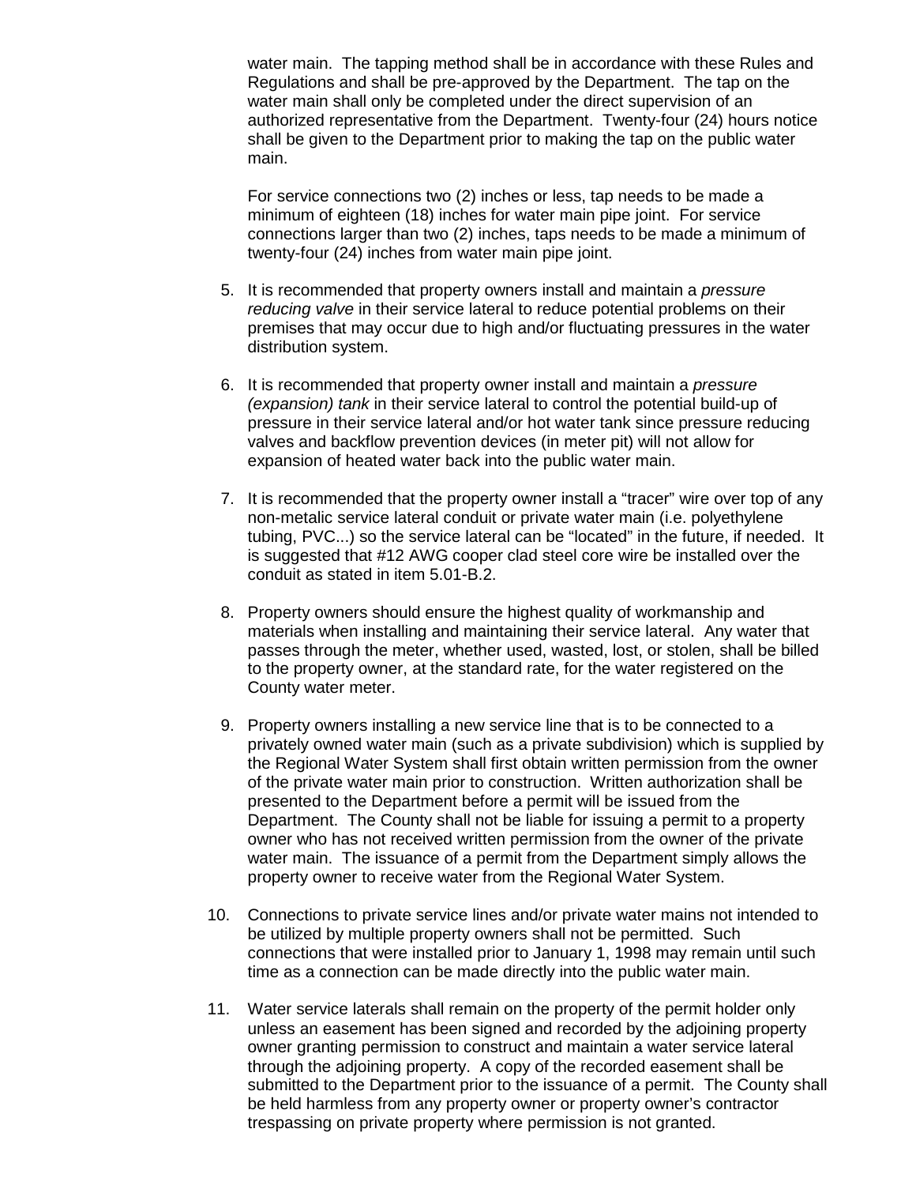water main. The tapping method shall be in accordance with these Rules and Regulations and shall be pre-approved by the Department. The tap on the water main shall only be completed under the direct supervision of an authorized representative from the Department. Twenty-four (24) hours notice shall be given to the Department prior to making the tap on the public water main.

For service connections two (2) inches or less, tap needs to be made a minimum of eighteen (18) inches for water main pipe joint. For service connections larger than two (2) inches, taps needs to be made a minimum of twenty-four (24) inches from water main pipe joint.

5. It is recommended that property owners install and maintain a *pressure reducing valve* in their service lateral to reduce potential problems on their premises that may occur due to high and/or fluctuating pressures in the water distribution system.

6. It is recommended that property owner install and maintain a *pressure (expansion) tank* in their service lateral to control the potential build-up of pressure in their service lateral and/or hot water tank since pressure reducing valves and backflow prevention devices (in meter pit) will not allow for expansion of heated water back into the public water main.

7. It is recommended that the property owner install a "tracer" wire over top of any non-metalic service lateral conduit or private water main (i.e. polyethylene tubing, PVC...) so the service lateral can be "located" in the future, if needed. It is suggested that #12 AWG cooper clad steel core wire be installed over the conduit as stated in item 5.01-B.2.

8. Property owners should ensure the highest quality of workmanship and materials when installing and maintaining their service lateral. Any water that passes through the meter, whether used, wasted, lost, or stolen, shall be billed to the property owner, at the standard rate, for the water registered on the County water meter.

9. Property owners installing a new service line that is to be connected to a privately owned water main (such as a private subdivision) which is supplied by the Regional Water System shall first obtain written permission from the owner of the private water main prior to construction. Written authorization shall be presented to the Department before a permit will be issued from the Department. The County shall not be liable for issuing a permit to a property owner who has not received written permission from the owner of the private water main. The issuance of a permit from the Department simply allows the property owner to receive water from the Regional Water System.

10. Connections to private service lines and/or private water mains not intended to be utilized by multiple property owners shall not be permitted. Such connections that were installed prior to January 1, 1998 may remain until such time as a connection can be made directly into the public water main.

11. Water service laterals shall remain on the property of the permit holder only unless an easement has been signed and recorded by the adjoining property owner granting permission to construct and maintain a water service lateral through the adjoining property. A copy of the recorded easement shall be submitted to the Department prior to the issuance of a permit. The County shall be held harmless from any property owner or property owner's contractor trespassing on private property where permission is not granted.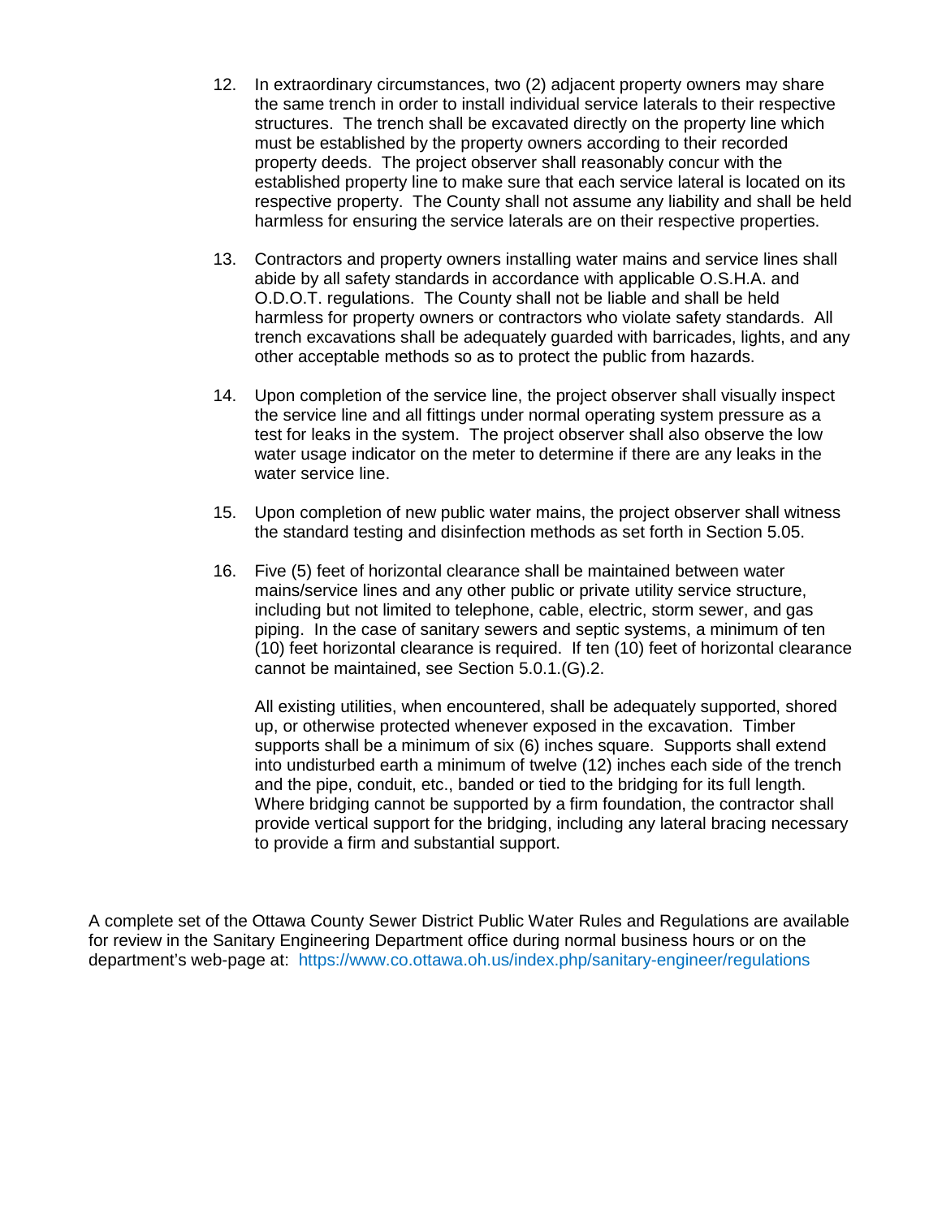12. In extraordinary circumstances, two (2) adjacent property owners may share the same trench in order to install individual service laterals to their respective structures. The trench shall be excavated directly on the property line which must be established by the property owners according to their recorded property deeds. The project observer shall reasonably concur with the established property line to make sure that each service lateral is located on its respective property. The County shall not assume any liability and shall be held harmless for ensuring the service laterals are on their respective properties.

13. Contractors and property owners installing water mains and service lines shall abide by all safety standards in accordance with applicable O.S.H.A. and O.D.O.T. regulations. The County shall not be liable and shall be held harmless for property owners or contractors who violate safety standards. All trench excavations shall be adequately guarded with barricades, lights, and any other acceptable methods so as to protect the public from hazards.

14. Upon completion of the service line, the project observer shall visually inspect the service line and all fittings under normal operating system pressure as a test for leaks in the system. The project observer shall also observe the low water usage indicator on the meter to determine if there are any leaks in the water service line.

15. Upon completion of new public water mains, the project observer shall witness the standard testing and disinfection methods as set forth in Section 5.05.

16. Five (5) feet of horizontal clearance shall be maintained between water mains/service lines and any other public or private utility service structure, including but not limited to telephone, cable, electric, storm sewer, and gas piping. In the case of sanitary sewers and septic systems, a minimum of ten (10) feet horizontal clearance is required. If ten (10) feet of horizontal clearance cannot be maintained, see Section 5.0.1.(G).2.

    All existing utilities, when encountered, shall be adequately supported, shored up, or otherwise protected whenever exposed in the excavation. Timber supports shall be a minimum of six (6) inches square. Supports shall extend into undisturbed earth a minimum of twelve (12) inches each side of the trench and the pipe, conduit, etc., banded or tied to the bridging for its full length. Where bridging cannot be supported by a firm foundation, the contractor shall provide vertical support for the bridging, including any lateral bracing necessary to provide a firm and substantial support.

A complete set of the Ottawa County Sewer District Public Water Rules and Regulations are available for review in the Sanitary Engineering Department office during normal business hours or on the department's web-page at: https://www.co.ottawa.oh.us/index.php/sanitary-engineer/regulations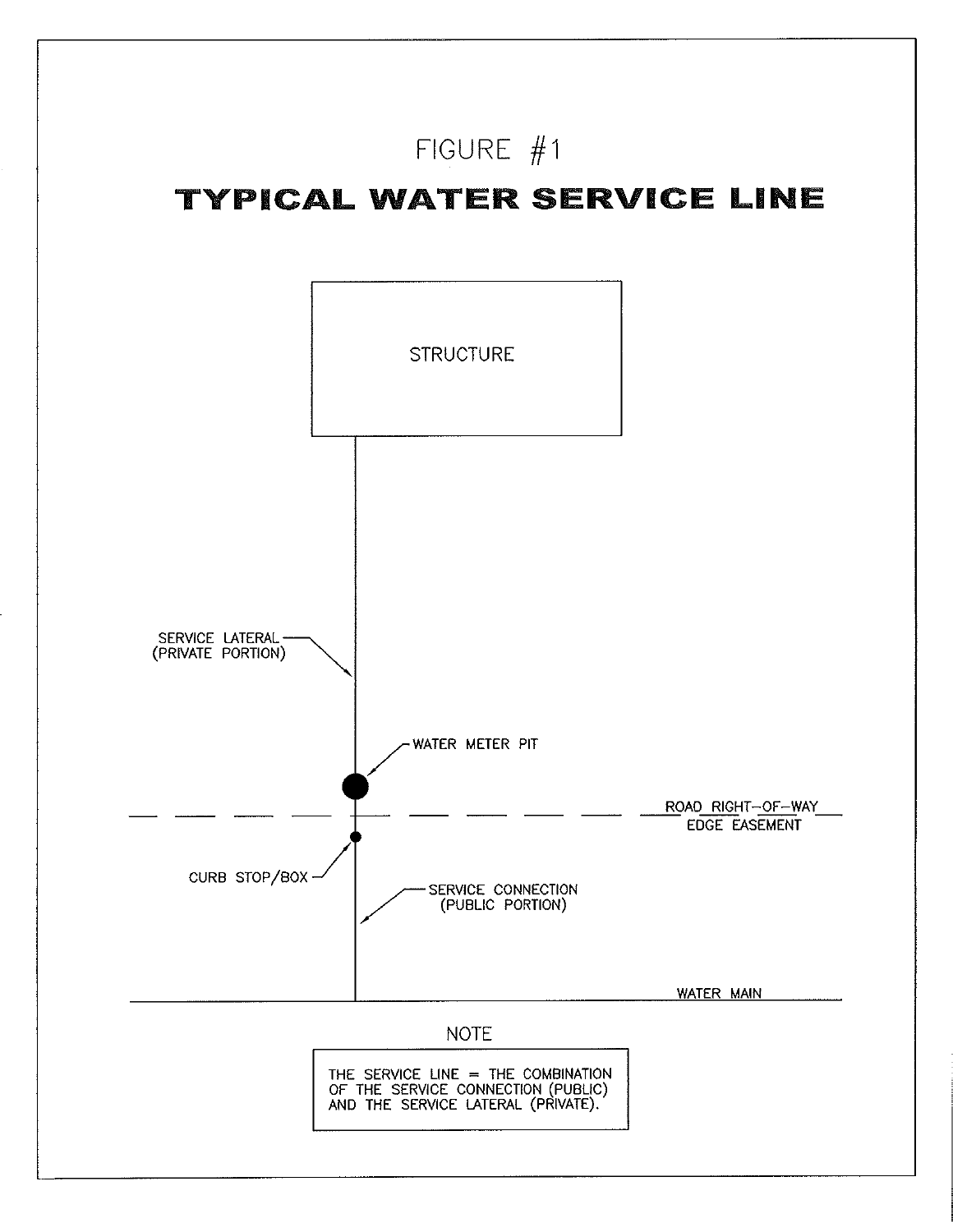FIGURE #1

# TYPICAL WATER SERVICE LINE

STRUCTURE

SERVICE LATERAL (PRIVATE PORTION)

WATER METER PIT

ROAD RIGHT-OF-WAY EDGE EASEMENT

CURB STOP/BOX

SERVICE CONNECTION (PUBLIC PORTION)

WATER MAIN

NOTE

THE SERVICE LINE = THE COMBINATION OF THE SERVICE CONNECTION (PUBLIC) AND THE SERVICE LATERAL (PRIVATE).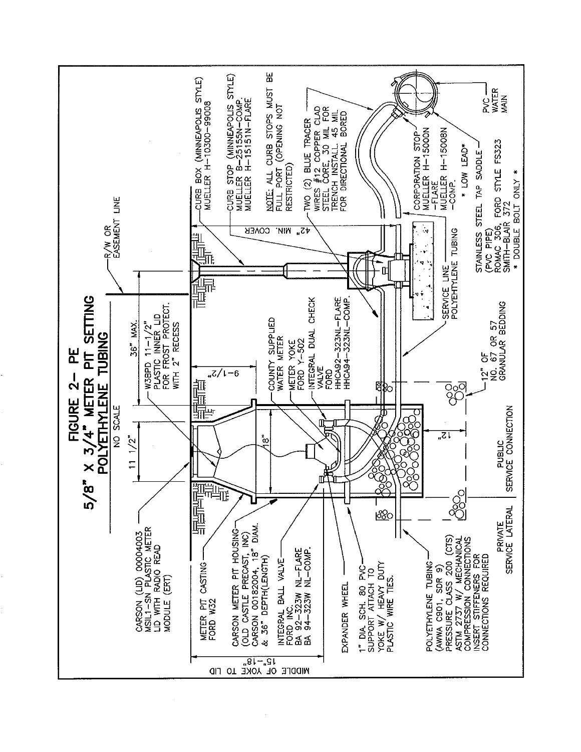# FIGURE 2- PE
# 5/8" X 3/4" METER PIT SETTING
## POLYETHYLENE TUBING

NO SCALE

11 1/2"

36" MAX.

9-1/2"

18"

12"

15"-18"

MIDDLE OF YOKE TO LID

42" MIN. COVER

R/W OR EASEMENT LINE

CARSON (LID) 00004003 MSIL1-SN PLASTIC METER LID WITH RADIO READ MODULE (ERT)

METER PIT CASTING FORD W32

CARSON METER PIT HOUSING (OLD CASTLE PRECAST, INC) CARSON 00182004, 18" DIAM. & 36" DEPTH(LENGTH)

INTEGRAL BALL VALVE FORD INC. BA 92-323W NL-FLARE BA 94-323W NL-COMP.

EXPANDER WHEEL

1" DIA. SCH. 80 PVC SUPPORT ATTACH TO YOKE W/ HEAVY DUTY PLASTIC WIRE TIES.

POLYETHYLENE TUBING (AWWA C901, SDR 9) PRESSURE CLASS 200 (CTS) ASTM 2737 W/ MECHANICAL COMPRESSION CONNECTIONS INSERT STIFFENERS FOR CONNECTIONS REQUIRED

W3BPD 11-1/2" PLASTIC INNER LID FOR FROST PROTECT. WITH 2" RECESS

COUNTY SUPPLIED WATER METER

METER YOKE FORD Y-502

INTEGRAL DUAL CHECK VALVE FORD HHCA92-323NL-FLARE HHCA94-323NL-COMP.

PRIVATE SERVICE LATERAL

PUBLIC SERVICE CONNECTION

12" OF NO. 67 OR 57 GRANULAR BEDDING

SERVICE LINE POLYEHTYLENE TUBING

CURB BOX (MINNEAPOLIS STYLE) MUELLER H-10300-99008

CURB STOP (MINNEAPOLIS STYLE) MUELLER B-25155N-COMP. MUELLER H-15151N-FLARE

NOTE: ALL CURB STOPS MUST BE FULL PORT (OPENING NOT RESTRICTED)

TWO (2) BLUE TRACER WIRES #12 COPPER CLAD STEEL CORE, 30 MIL FOR TRENCH INSTALL. 45 MIL FOR DIRECTIONAL BORED

CORPORATION STOP MUELLER H-15000N -FLARE MUELLER H-15008N -COMP.

* LOW LEAD*

STAINLESS STEEL TAP SADDLE (PVC PIPE) ROMAC 306, FORD STYLE FS323 SMITH-BLAIR 372

* DOUBLE BOLT ONLY *

PVC WATER MAIN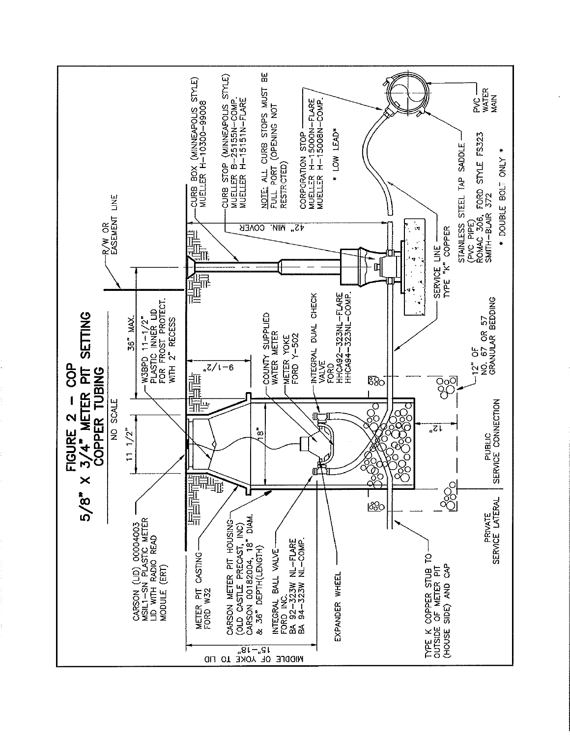# FIGURE 2 – COP
## 5/8" X 3/4" METER PIT SETTING
## COPPER TUBING

NO SCALE

CARSON (LID) 00004003
MSIL1-SN PLASTIC METER
LID WITH RADIO READ
MODULE (ERT)

METER PIT CASTING
FORD W32

CARSON METER PIT HOUSING
(OLD CASTLE PRECAST, INC)
CARSON 00182004, 18" DIAM.
& 36" DEPTH(LENGTH)

INTEGRAL BALL VALVE
FORD INC.
BA 92-323W NL-FLARE
BA 94-323W NL-COMP.

EXPANDER WHEEL

TYPE K COPPER STUB TO
OUTSIDE OF METER PIT
(HOUSE SIDE) AND CAP

MIDDLE OF YOKE TO LID
15"-18"

11 1/2"

W3BPD 11-1/2"
PLASTIC INNER LID
FOR FROST PROTECT.
WITH 2" RECESS

36" MAX.

9-1/2"

18"

12"

COUNTY SUPPLIED
WATER METER

METER YOKE
FORD Y-502

INTEGRAL DUAL CHECK
VALVE
FORD
HHCA92-323NL-FLARE
HHCA94-323NL-COMP.

PRIVATE
SERVICE LATERAL

PUBLIC
SERVICE CONNECTION

12" OF
NO. 67 OR 57
GRANULAR BEDDING

R/W OR
EASEMENT LINE

CURB BOX (MINNEAPOLIS STYLE)
MUELLER H-10300-99008

CURB STOP (MINNEAPOLIS STYLE)
MUELLER B-25155N-COMP.
MUELLER H-15151N-FLARE

NOTE: ALL CURB STOPS MUST BE
FULL PORT (OPENING NOT
RESTRICTED)

CORPORATION STOP
MUELLER H-15000N-FLARE
MUELLER H-15008N-COMP.

* LOW LEAD*

42" MIN. COVER

SERVICE LINE
TYPE "K" COPPER

STAINLESS STEEL TAP SADDLE
(PVC PIPE)
ROMAC 306, FORD STYLE FS323
SMITH-BLAIR 372

* DOUBLE BOLT ONLY *

PVC
WATER
MAIN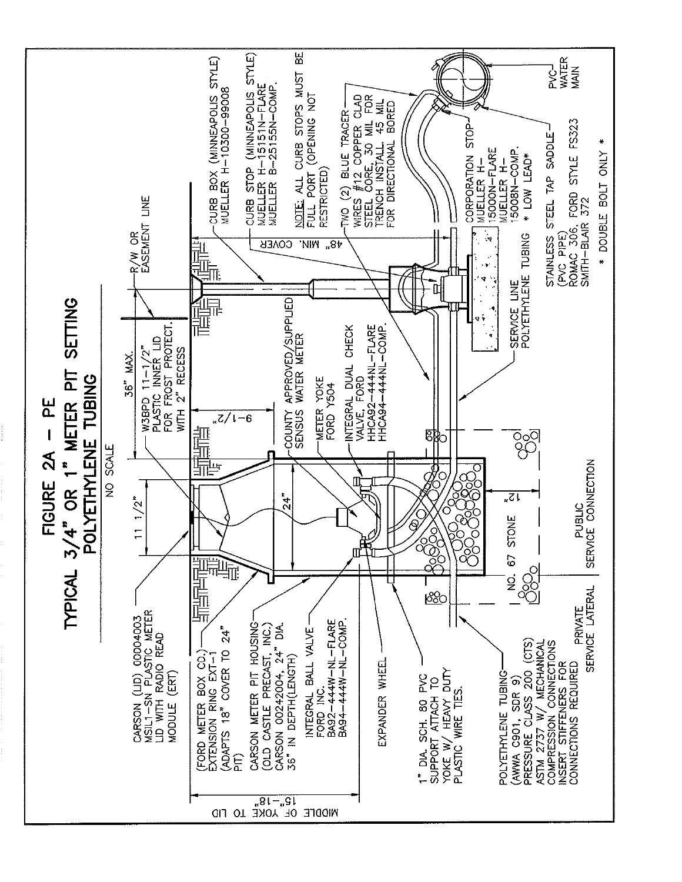# FIGURE 2A – PE

## TYPICAL 3/4" OR 1" METER PIT SETTING

## POLYETHYLENE TUBING

NO SCALE

CARSON (LID) 00004003 MSIL1-SN PLASTIC METER LID WITH RADIO READ MODULE (ERT)

(FORD METER BOX CO.) EXTENSION RING EXT-1 (ADAPTS 18" COVER TO 24" PIT)

CARSON METER PIT HOUSING (OLD CASTLE PRECAST, INC.) CARSON 00242004, 24" DIA. 36" IN DEPTH(LENGTH)

INTEGRAL BALL VALVE FORD INC. BA92-444W-NL-FLARE BA94-444W-NL-COMP.

EXPANDER WHEEL

1" DIA. SCH. 80 PVC SUPPORT ATTACH TO YOKE W/ HEAVY DUTY PLASTIC WIRE TIES.

POLYETHYLENE TUBING (AWWA C901, SDR 9) PRESSURE CLASS 200 (CTS) ASTM 2737 W/ MECHANICAL COMPRESSION CONNECTIONS INSERT STIFFENERS FOR CONNECTIONS REQUIRED

MIDDLE OF YOKE TO LID 15"–18"

11 1/2"

24"

NO. 67 STONE

12"

PRIVATE SERVICE LATERAL

PUBLIC SERVICE CONNECTION

W3BPD 11-1/2" PLASTIC INNER LID FOR FROST PROTECT. WITH 2" RECESS

36" MAX.

9-1/2"

COUNTY APPROVED/SUPPLIED SENSUS WATER METER

METER YOKE FORD Y504

INTEGRAL DUAL CHECK VALVE, FORD HHCA92-444NL-FLARE HHCA94-444NL-COMP.

R/W OR EASEMENT LINE

48" MIN. COVER

CURB BOX (MINNEAPOLIS STYLE) MUELLER H-10300-99008

CURB STOP (MINNEAPOLIS STYLE) MUELLER H-15151N-FLARE MUELLER B-25155N-COMP.

NOTE: ALL CURB STOPS MUST BE FULL PORT (OPENING NOT RESTRICTED)

TWO (2) BLUE TRACER WIRES #12 COPPER CLAD STEEL CORE, 30 MIL FOR TRENCH INSTALL. 45 MIL FOR DIRECTIONAL BORED

SERVICE LINE POLYETHYLENE TUBING

CORPORATION STOP MUELLER H-15000N-FLARE MUELLER H-15008N-COMP. * LOW LEAD*

STAINLESS STEEL TAP SADDLE (PVC PIPE) ROMAC 306, FORD STYLE FS323 SMITH-BLAIR 372

* DOUBLE BOLT ONLY *

PVC WATER MAIN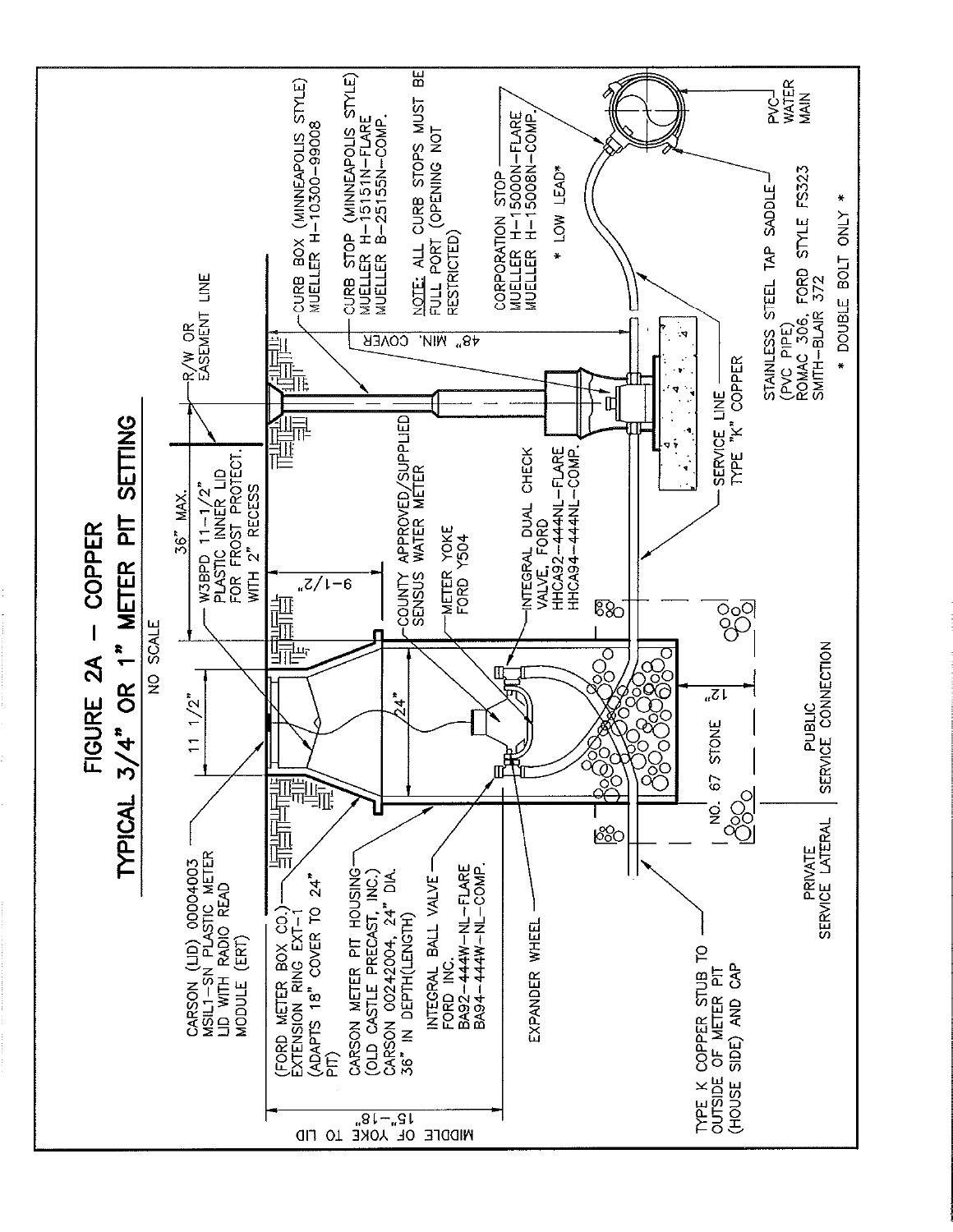# FIGURE 2A – COPPER

## TYPICAL 3/4" OR 1" METER PIT SETTING

NO SCALE

CARSON (LID) 00004003
MSIL1-SN PLASTIC METER
LID WITH RADIO READ
MODULE (ERT)

(FORD METER BOX CO.)
EXTENSION RING EXT-1
(ADAPTS 18" COVER TO 24"
PIT)

CARSON METER PIT HOUSING
(OLD CASTLE PRECAST, INC.)
CARSON 00242004, 24" DIA.
36" IN DEPTH(LENGTH)

INTEGRAL BALL VALVE
FORD INC.
BA92-444W-NL-FLARE
BA94-444W-NL-COMP.

EXPANDER WHEEL

TYPE K COPPER STUB TO
OUTSIDE OF METER PIT
(HOUSE SIDE) AND CAP

MIDDLE OF YOKE TO LID
15"-18"

11 1/2"

24"

12"

NO. 67 STONE

PRIVATE
SERVICE LATERAL

PUBLIC
SERVICE CONNECTION

36" MAX.

9-1/2"

W3BPD 11-1/2"
PLASTIC INNER LID
FOR FROST PROTECT.
WITH 2" RECESS

COUNTY APPROVED/SUPPLIED
SENSUS WATER METER

METER YOKE
FORD Y504

INTEGRAL DUAL CHECK
VALVE, FORD
HHCA92-444NL-FLARE
HHCA94-444NL-COMP.

R/W OR
EASEMENT LINE

48" MIN. COVER

SERVICE LINE
TYPE "K" COPPER

CURB BOX (MINNEAPOLIS STYLE)
MUELLER H-10300-99008

CURB STOP (MINNEAPOLIS STYLE)
MUELLER H-15151N-FLARE
MUELLER B-25155N-COMP.

NOTE: ALL CURB STOPS MUST BE
FULL PORT (OPENING NOT
RESTRICTED)

CORPORATION STOP
MUELLER H-15000N-FLARE
MUELLER H-15008N-COMP.

* LOW LEAD*

STAINLESS STEEL TAP SADDLE
(PVC PIPE)
ROMAC 306, FORD STYLE FS323
SMITH-BLAIR 372

* DOUBLE BOLT ONLY *

PVC
WATER
MAIN